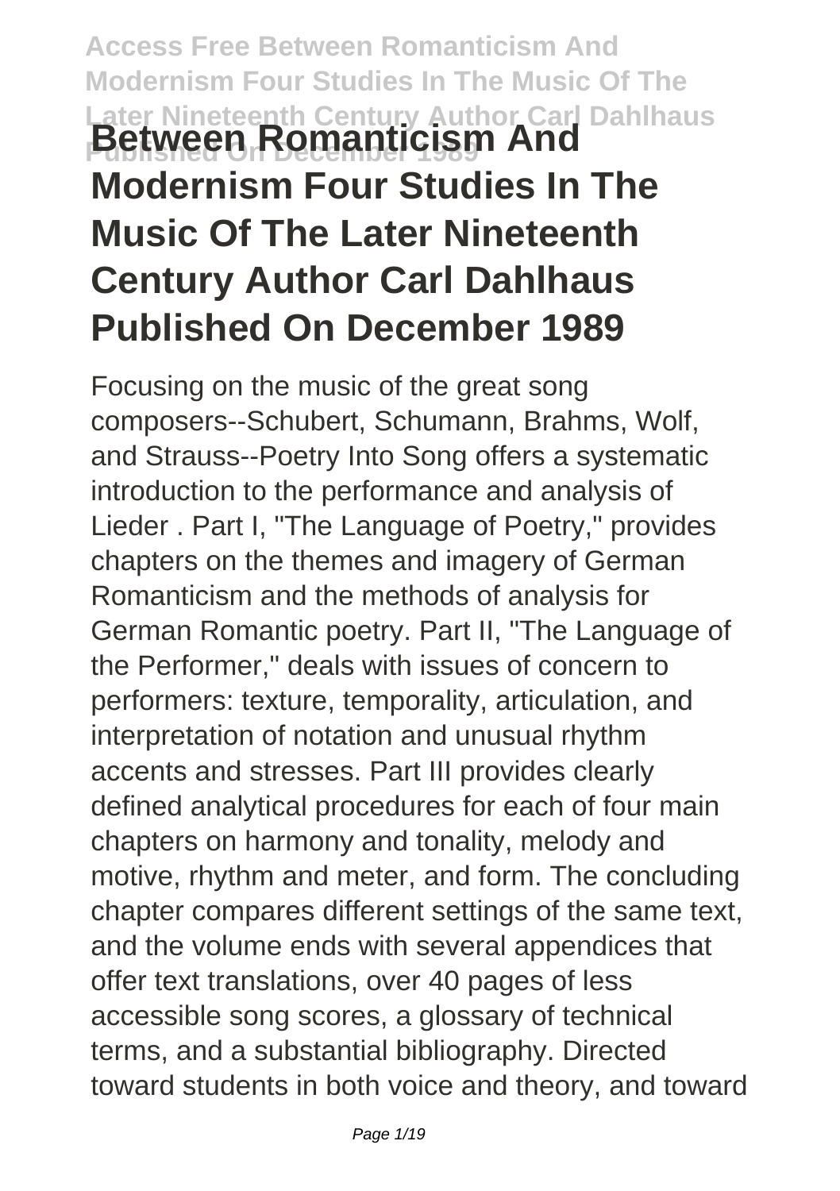# Between Romanticism And Modernism Four Studies In The Music Of The Later Nineteenth Century Author Carl Dahlhaus Published On December 1989

Focusing on the music of the great song composers--Schubert, Schumann, Brahms, Wolf, and Strauss--Poetry Into Song offers a systematic introduction to the performance and analysis of Lieder . Part I, "The Language of Poetry," provides chapters on the themes and imagery of German Romanticism and the methods of analysis for German Romantic poetry. Part II, "The Language of the Performer," deals with issues of concern to performers: texture, temporality, articulation, and interpretation of notation and unusual rhythm accents and stresses. Part III provides clearly defined analytical procedures for each of four main chapters on harmony and tonality, melody and motive, rhythm and meter, and form. The concluding chapter compares different settings of the same text, and the volume ends with several appendices that offer text translations, over 40 pages of less accessible song scores, a glossary of technical terms, and a substantial bibliography. Directed toward students in both voice and theory, and toward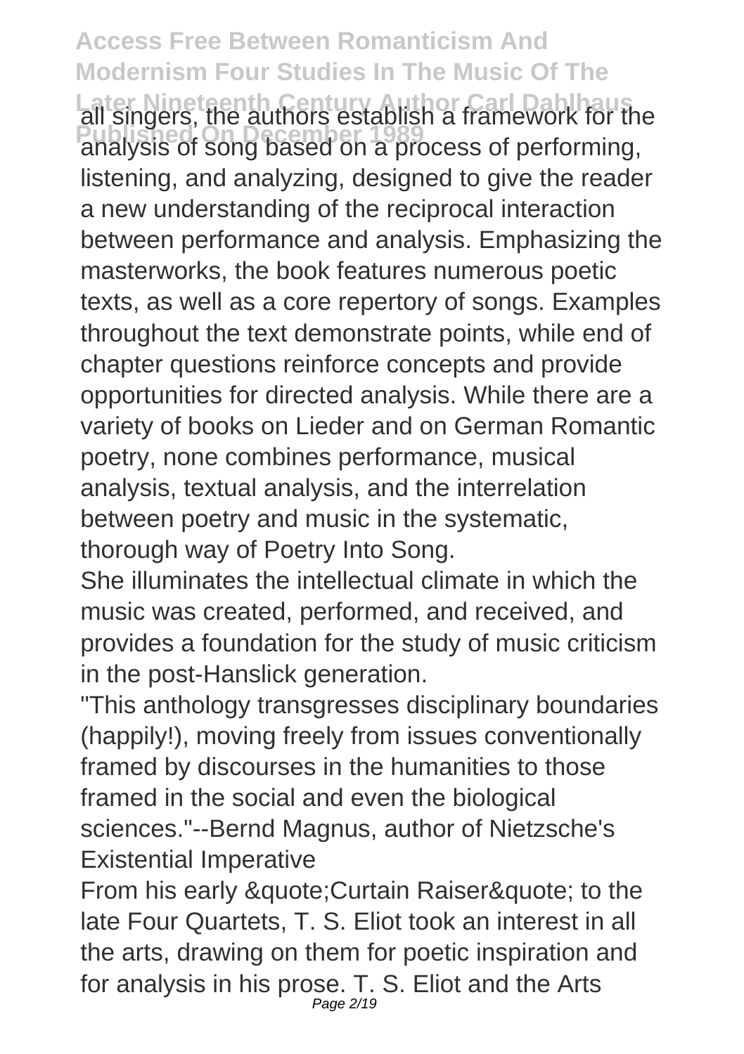all singers, the authors establish a framework for the analysis of song based on a process of performing, listening, and analyzing, designed to give the reader a new understanding of the reciprocal interaction between performance and analysis. Emphasizing the masterworks, the book features numerous poetic texts, as well as a core repertory of songs. Examples throughout the text demonstrate points, while end of chapter questions reinforce concepts and provide opportunities for directed analysis. While there are a variety of books on Lieder and on German Romantic poetry, none combines performance, musical analysis, textual analysis, and the interrelation between poetry and music in the systematic, thorough way of Poetry Into Song.

She illuminates the intellectual climate in which the music was created, performed, and received, and provides a foundation for the study of music criticism in the post-Hanslick generation.

"This anthology transgresses disciplinary boundaries (happily!), moving freely from issues conventionally framed by discourses in the humanities to those framed in the social and even the biological sciences."--Bernd Magnus, author of Nietzsche's Existential Imperative

From his early &quote;Curtain Raiser&quote; to the late Four Quartets, T. S. Eliot took an interest in all the arts, drawing on them for poetic inspiration and for analysis in his prose. T. S. Eliot and the Arts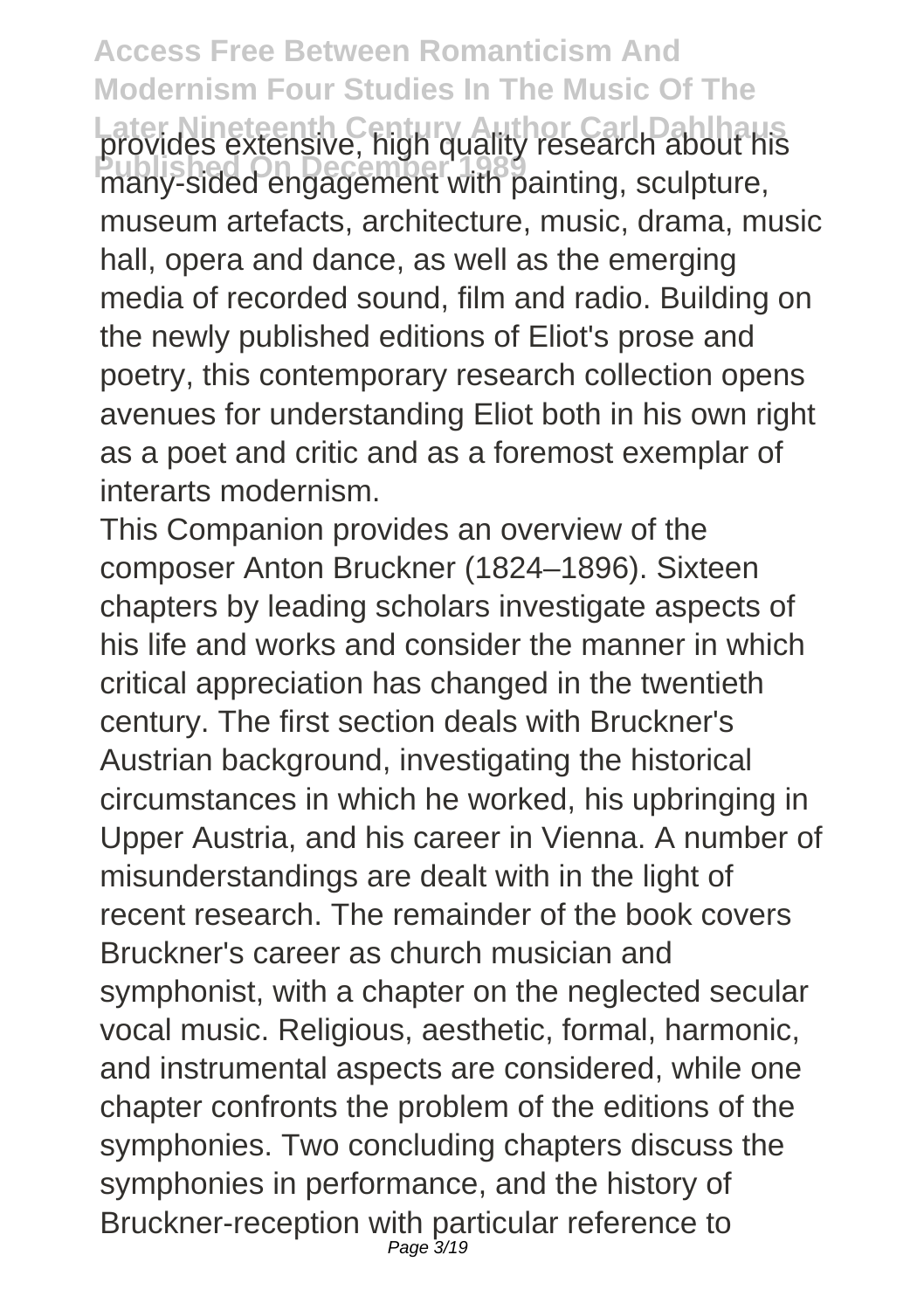provides extensive, high quality research about his many-sided engagement with painting, sculpture, museum artefacts, architecture, music, drama, music hall, opera and dance, as well as the emerging media of recorded sound, film and radio. Building on the newly published editions of Eliot's prose and poetry, this contemporary research collection opens avenues for understanding Eliot both in his own right as a poet and critic and as a foremost exemplar of interarts modernism.

This Companion provides an overview of the composer Anton Bruckner (1824–1896). Sixteen chapters by leading scholars investigate aspects of his life and works and consider the manner in which critical appreciation has changed in the twentieth century. The first section deals with Bruckner's Austrian background, investigating the historical circumstances in which he worked, his upbringing in Upper Austria, and his career in Vienna. A number of misunderstandings are dealt with in the light of recent research. The remainder of the book covers Bruckner's career as church musician and symphonist, with a chapter on the neglected secular vocal music. Religious, aesthetic, formal, harmonic, and instrumental aspects are considered, while one chapter confronts the problem of the editions of the symphonies. Two concluding chapters discuss the symphonies in performance, and the history of Bruckner-reception with particular reference to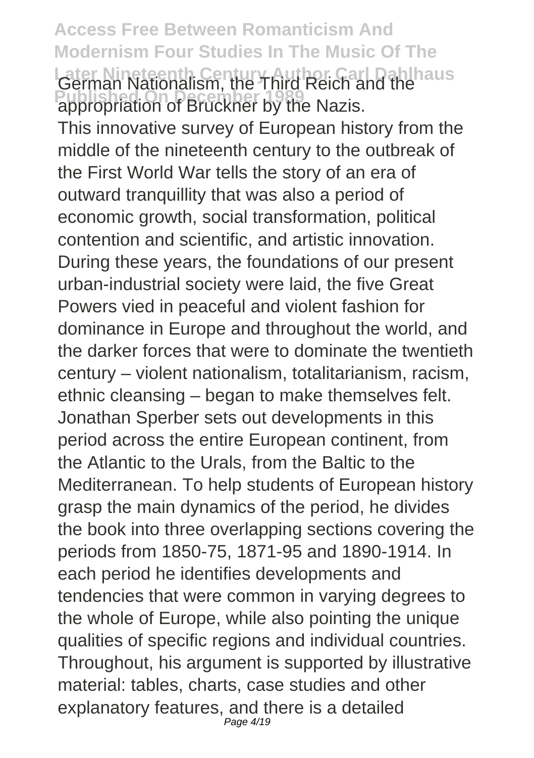German Nationalism, the Third Reich and the appropriation of Bruckner by the Nazis.

This innovative survey of European history from the middle of the nineteenth century to the outbreak of the First World War tells the story of an era of outward tranquillity that was also a period of economic growth, social transformation, political contention and scientific, and artistic innovation. During these years, the foundations of our present urban-industrial society were laid, the five Great Powers vied in peaceful and violent fashion for dominance in Europe and throughout the world, and the darker forces that were to dominate the twentieth century – violent nationalism, totalitarianism, racism, ethnic cleansing – began to make themselves felt. Jonathan Sperber sets out developments in this period across the entire European continent, from the Atlantic to the Urals, from the Baltic to the Mediterranean. To help students of European history grasp the main dynamics of the period, he divides the book into three overlapping sections covering the periods from 1850-75, 1871-95 and 1890-1914. In each period he identifies developments and tendencies that were common in varying degrees to the whole of Europe, while also pointing the unique qualities of specific regions and individual countries. Throughout, his argument is supported by illustrative material: tables, charts, case studies and other explanatory features, and there is a detailed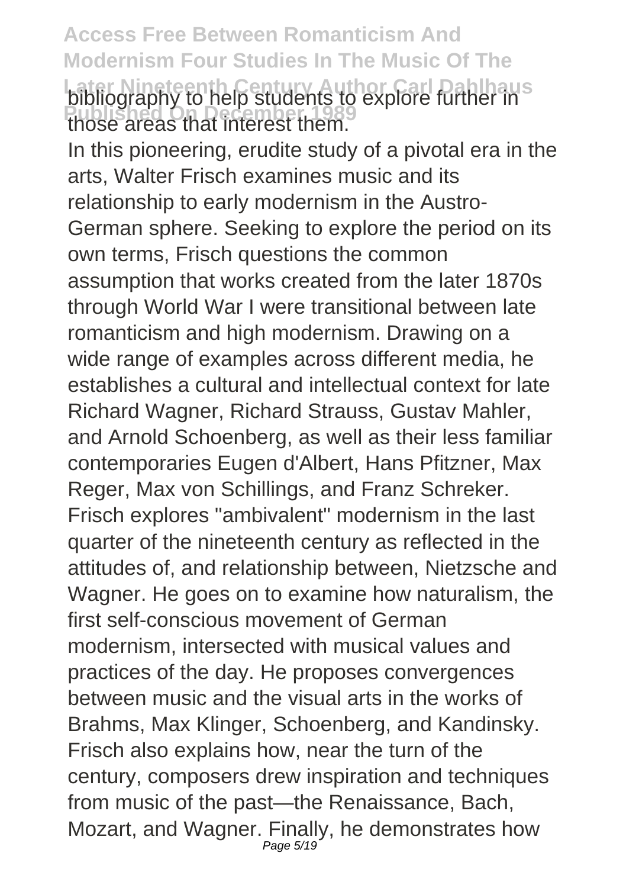bibliography to help students to explore further in those areas that interest them.

In this pioneering, erudite study of a pivotal era in the arts, Walter Frisch examines music and its relationship to early modernism in the Austro-German sphere. Seeking to explore the period on its own terms, Frisch questions the common assumption that works created from the later 1870s through World War I were transitional between late romanticism and high modernism. Drawing on a wide range of examples across different media, he establishes a cultural and intellectual context for late Richard Wagner, Richard Strauss, Gustav Mahler, and Arnold Schoenberg, as well as their less familiar contemporaries Eugen d'Albert, Hans Pfitzner, Max Reger, Max von Schillings, and Franz Schreker. Frisch explores "ambivalent" modernism in the last quarter of the nineteenth century as reflected in the attitudes of, and relationship between, Nietzsche and Wagner. He goes on to examine how naturalism, the first self-conscious movement of German modernism, intersected with musical values and practices of the day. He proposes convergences between music and the visual arts in the works of Brahms, Max Klinger, Schoenberg, and Kandinsky. Frisch also explains how, near the turn of the century, composers drew inspiration and techniques from music of the past—the Renaissance, Bach, Mozart, and Wagner. Finally, he demonstrates how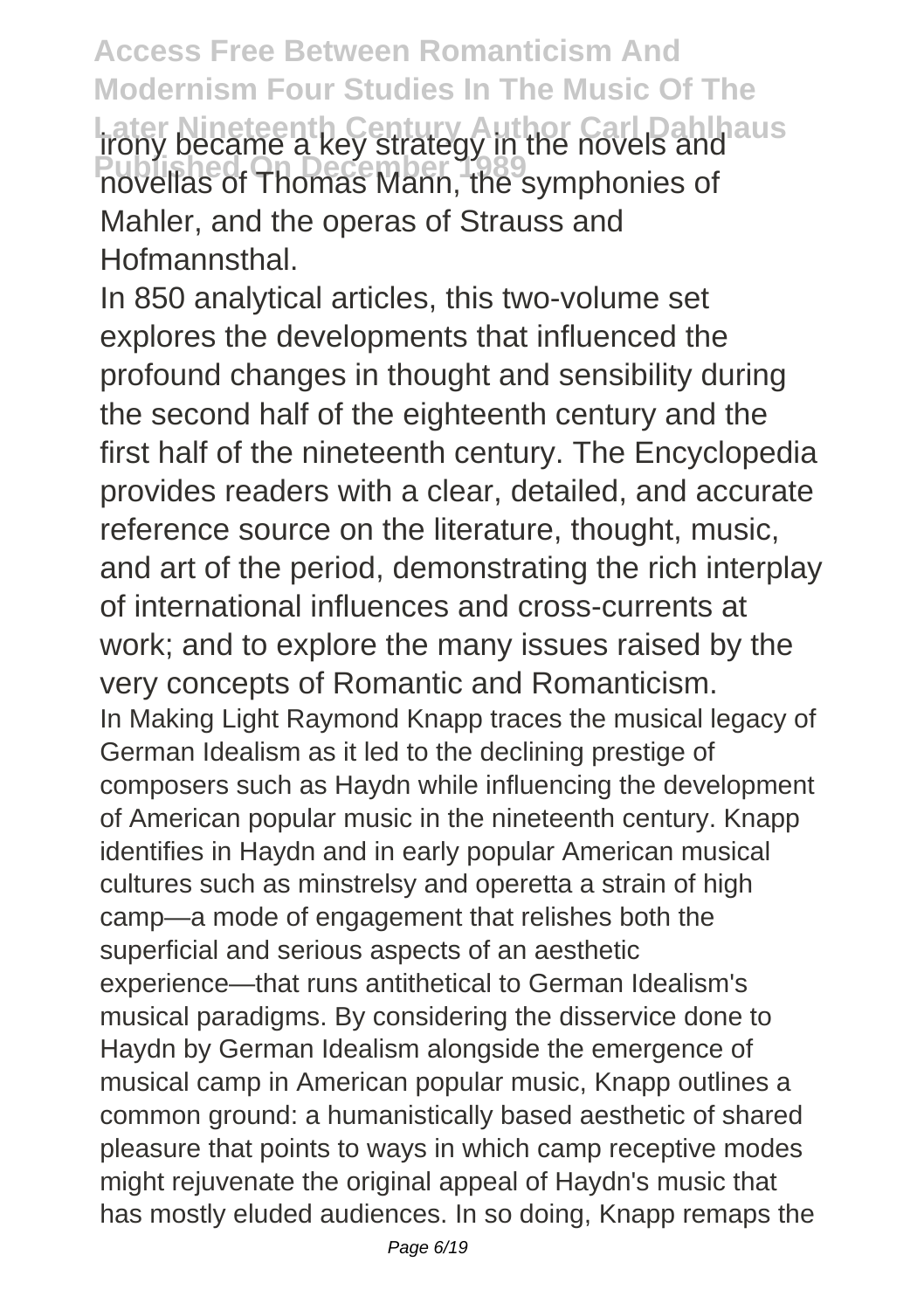irony became a key strategy in the novels and novellas of Thomas Mann, the symphonies of Mahler, and the operas of Strauss and Hofmannsthal.

In 850 analytical articles, this two-volume set explores the developments that influenced the profound changes in thought and sensibility during the second half of the eighteenth century and the first half of the nineteenth century. The Encyclopedia provides readers with a clear, detailed, and accurate reference source on the literature, thought, music, and art of the period, demonstrating the rich interplay of international influences and cross-currents at work; and to explore the many issues raised by the very concepts of Romantic and Romanticism.

In Making Light Raymond Knapp traces the musical legacy of German Idealism as it led to the declining prestige of composers such as Haydn while influencing the development of American popular music in the nineteenth century. Knapp identifies in Haydn and in early popular American musical cultures such as minstrelsy and operetta a strain of high camp—a mode of engagement that relishes both the superficial and serious aspects of an aesthetic experience—that runs antithetical to German Idealism's musical paradigms. By considering the disservice done to Haydn by German Idealism alongside the emergence of musical camp in American popular music, Knapp outlines a common ground: a humanistically based aesthetic of shared pleasure that points to ways in which camp receptive modes might rejuvenate the original appeal of Haydn's music that has mostly eluded audiences. In so doing, Knapp remaps the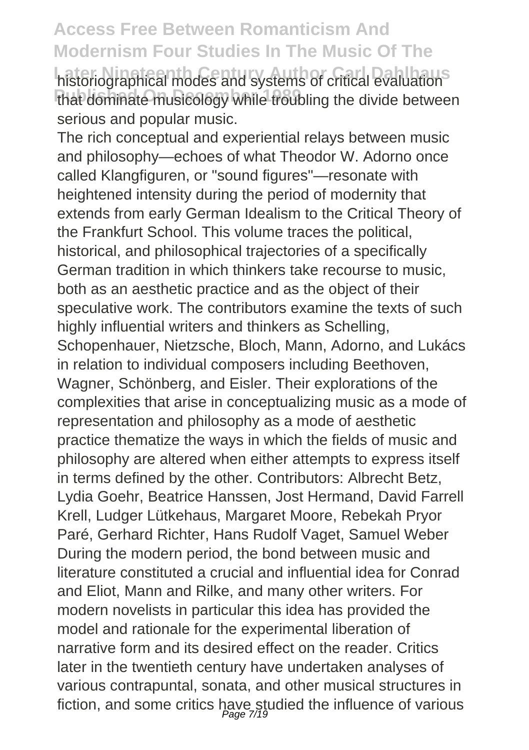historiographical modes and systems of critical evaluation that dominate musicology while troubling the divide between serious and popular music.

The rich conceptual and experiential relays between music and philosophy—echoes of what Theodor W. Adorno once called Klangfiguren, or "sound figures"—resonate with heightened intensity during the period of modernity that extends from early German Idealism to the Critical Theory of the Frankfurt School. This volume traces the political, historical, and philosophical trajectories of a specifically German tradition in which thinkers take recourse to music, both as an aesthetic practice and as the object of their speculative work. The contributors examine the texts of such highly influential writers and thinkers as Schelling, Schopenhauer, Nietzsche, Bloch, Mann, Adorno, and Lukács in relation to individual composers including Beethoven, Wagner, Schönberg, and Eisler. Their explorations of the complexities that arise in conceptualizing music as a mode of representation and philosophy as a mode of aesthetic practice thematize the ways in which the fields of music and philosophy are altered when either attempts to express itself in terms defined by the other. Contributors: Albrecht Betz, Lydia Goehr, Beatrice Hanssen, Jost Hermand, David Farrell Krell, Ludger Lütkehaus, Margaret Moore, Rebekah Pryor Paré, Gerhard Richter, Hans Rudolf Vaget, Samuel Weber

During the modern period, the bond between music and literature constituted a crucial and influential idea for Conrad and Eliot, Mann and Rilke, and many other writers. For modern novelists in particular this idea has provided the model and rationale for the experimental liberation of narrative form and its desired effect on the reader. Critics later in the twentieth century have undertaken analyses of various contrapuntal, sonata, and other musical structures in fiction, and some critics have studied the influence of various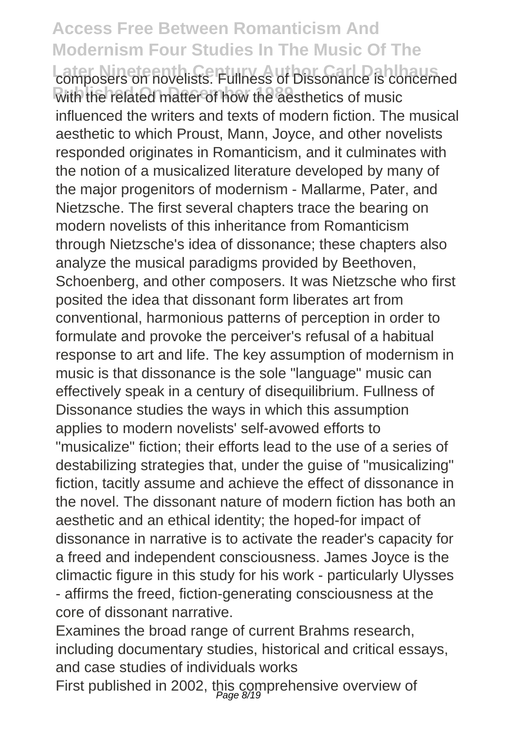composers on novelists. Fullness of Dissonance is concerned with the related matter of how the aesthetics of music influenced the writers and texts of modern fiction. The musical aesthetic to which Proust, Mann, Joyce, and other novelists responded originates in Romanticism, and it culminates with the notion of a musicalized literature developed by many of the major progenitors of modernism - Mallarme, Pater, and Nietzsche. The first several chapters trace the bearing on modern novelists of this inheritance from Romanticism through Nietzsche's idea of dissonance; these chapters also analyze the musical paradigms provided by Beethoven, Schoenberg, and other composers. It was Nietzsche who first posited the idea that dissonant form liberates art from conventional, harmonious patterns of perception in order to formulate and provoke the perceiver's refusal of a habitual response to art and life. The key assumption of modernism in music is that dissonance is the sole "language" music can effectively speak in a century of disequilibrium. Fullness of Dissonance studies the ways in which this assumption applies to modern novelists' self-avowed efforts to "musicalize" fiction; their efforts lead to the use of a series of destabilizing strategies that, under the guise of "musicalizing" fiction, tacitly assume and achieve the effect of dissonance in the novel. The dissonant nature of modern fiction has both an aesthetic and an ethical identity; the hoped-for impact of dissonance in narrative is to activate the reader's capacity for a freed and independent consciousness. James Joyce is the climactic figure in this study for his work - particularly Ulysses - affirms the freed, fiction-generating consciousness at the core of dissonant narrative.

Examines the broad range of current Brahms research, including documentary studies, historical and critical essays, and case studies of individuals works

First published in 2002, this comprehensive overview of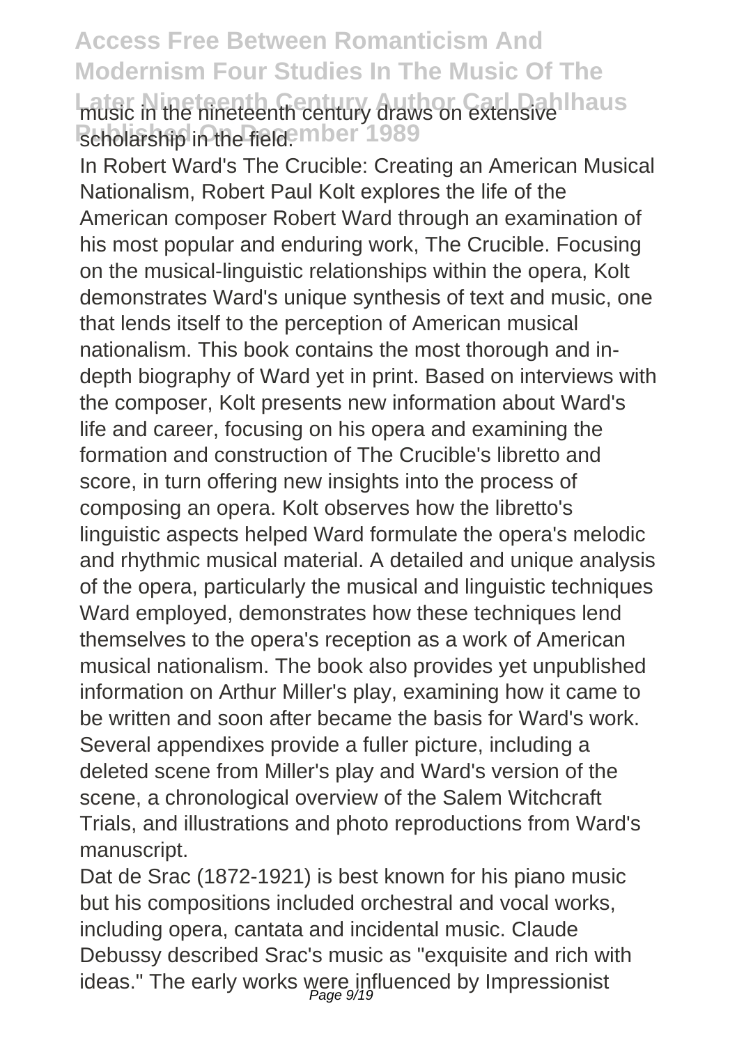music in the nineteenth century draws on extensive scholarship in the field.

In Robert Ward's The Crucible: Creating an American Musical Nationalism, Robert Paul Kolt explores the life of the American composer Robert Ward through an examination of his most popular and enduring work, The Crucible. Focusing on the musical-linguistic relationships within the opera, Kolt demonstrates Ward's unique synthesis of text and music, one that lends itself to the perception of American musical nationalism. This book contains the most thorough and in-depth biography of Ward yet in print. Based on interviews with the composer, Kolt presents new information about Ward's life and career, focusing on his opera and examining the formation and construction of The Crucible's libretto and score, in turn offering new insights into the process of composing an opera. Kolt observes how the libretto's linguistic aspects helped Ward formulate the opera's melodic and rhythmic musical material. A detailed and unique analysis of the opera, particularly the musical and linguistic techniques Ward employed, demonstrates how these techniques lend themselves to the opera's reception as a work of American musical nationalism. The book also provides yet unpublished information on Arthur Miller's play, examining how it came to be written and soon after became the basis for Ward's work. Several appendixes provide a fuller picture, including a deleted scene from Miller's play and Ward's version of the scene, a chronological overview of the Salem Witchcraft Trials, and illustrations and photo reproductions from Ward's manuscript.

Dat de Srac (1872-1921) is best known for his piano music but his compositions included orchestral and vocal works, including opera, cantata and incidental music. Claude Debussy described Srac's music as "exquisite and rich with ideas." The early works were influenced by Impressionist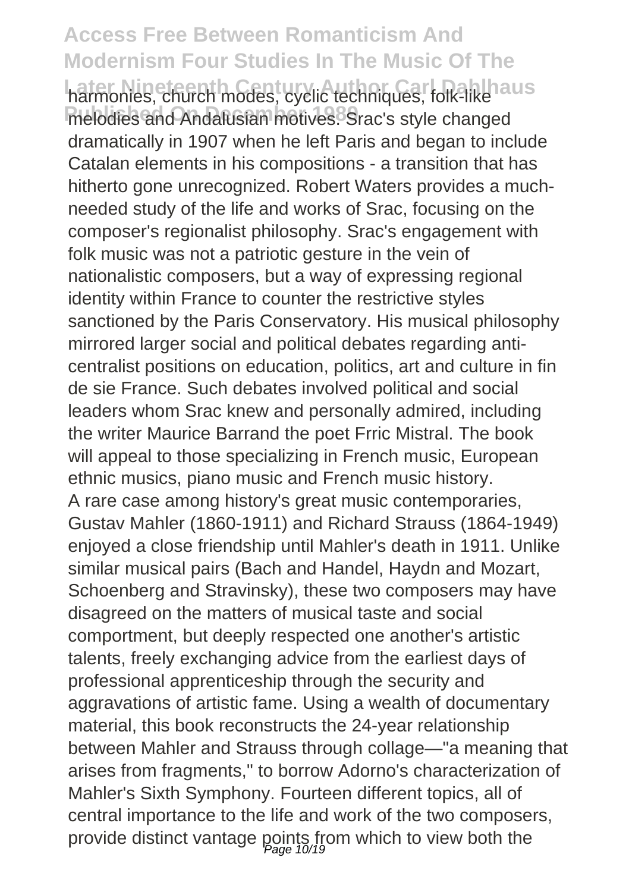harmonies, church modes, cyclic techniques, folk-like melodies and Andalusian motives. Srac's style changed dramatically in 1907 when he left Paris and began to include Catalan elements in his compositions - a transition that has hitherto gone unrecognized. Robert Waters provides a much-needed study of the life and works of Srac, focusing on the composer's regionalist philosophy. Srac's engagement with folk music was not a patriotic gesture in the vein of nationalistic composers, but a way of expressing regional identity within France to counter the restrictive styles sanctioned by the Paris Conservatory. His musical philosophy mirrored larger social and political debates regarding anti-centralist positions on education, politics, art and culture in fin de sie France. Such debates involved political and social leaders whom Srac knew and personally admired, including the writer Maurice Barrand the poet Frric Mistral. The book will appeal to those specializing in French music, European ethnic musics, piano music and French music history.

A rare case among history's great music contemporaries, Gustav Mahler (1860-1911) and Richard Strauss (1864-1949) enjoyed a close friendship until Mahler's death in 1911. Unlike similar musical pairs (Bach and Handel, Haydn and Mozart, Schoenberg and Stravinsky), these two composers may have disagreed on the matters of musical taste and social comportment, but deeply respected one another's artistic talents, freely exchanging advice from the earliest days of professional apprenticeship through the security and aggravations of artistic fame. Using a wealth of documentary material, this book reconstructs the 24-year relationship between Mahler and Strauss through collage—"a meaning that arises from fragments," to borrow Adorno's characterization of Mahler's Sixth Symphony. Fourteen different topics, all of central importance to the life and work of the two composers, provide distinct vantage points from which to view both the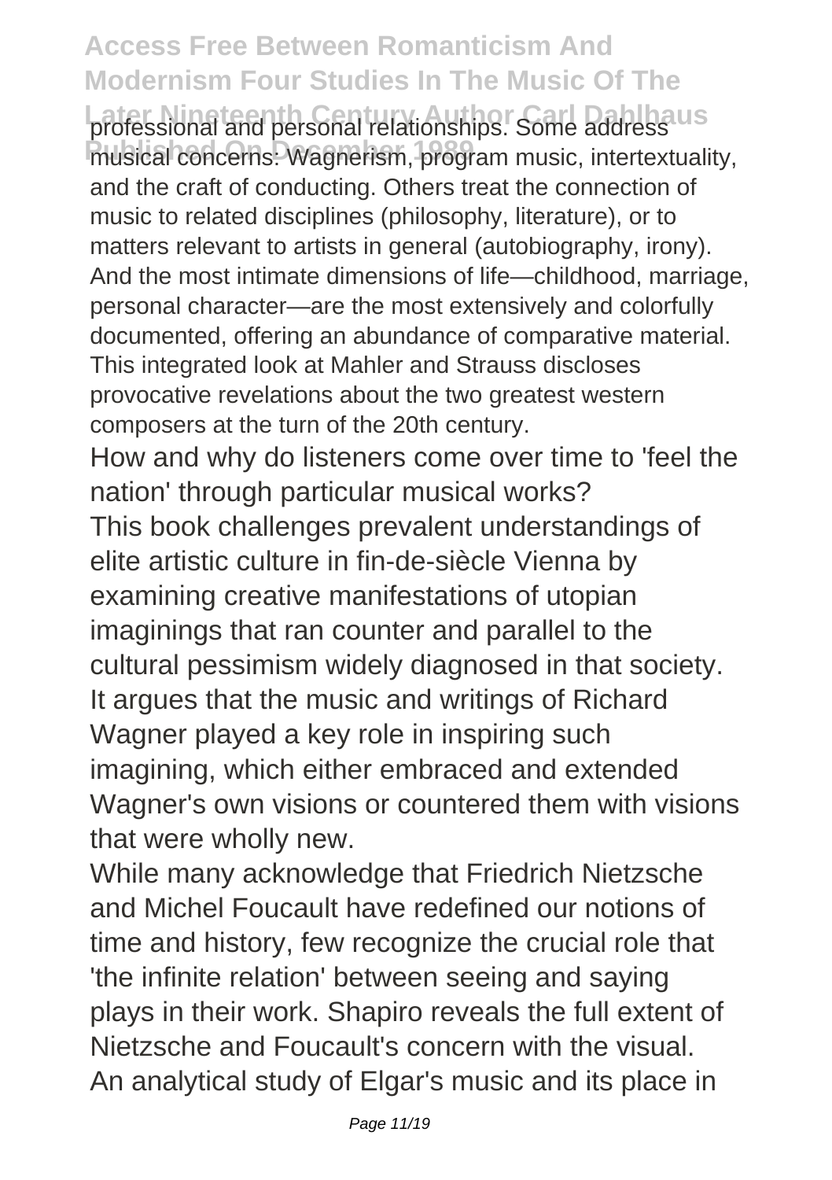professional and personal relationships. Some address musical concerns: Wagnerism, program music, intertextuality, and the craft of conducting. Others treat the connection of music to related disciplines (philosophy, literature), or to matters relevant to artists in general (autobiography, irony). And the most intimate dimensions of life—childhood, marriage, personal character—are the most extensively and colorfully documented, offering an abundance of comparative material. This integrated look at Mahler and Strauss discloses provocative revelations about the two greatest western composers at the turn of the 20th century.

How and why do listeners come over time to 'feel the nation' through particular musical works?

This book challenges prevalent understandings of elite artistic culture in fin-de-siècle Vienna by examining creative manifestations of utopian imaginings that ran counter and parallel to the cultural pessimism widely diagnosed in that society. It argues that the music and writings of Richard Wagner played a key role in inspiring such imagining, which either embraced and extended Wagner's own visions or countered them with visions that were wholly new.

While many acknowledge that Friedrich Nietzsche and Michel Foucault have redefined our notions of time and history, few recognize the crucial role that 'the infinite relation' between seeing and saying plays in their work. Shapiro reveals the full extent of Nietzsche and Foucault's concern with the visual.

An analytical study of Elgar's music and its place in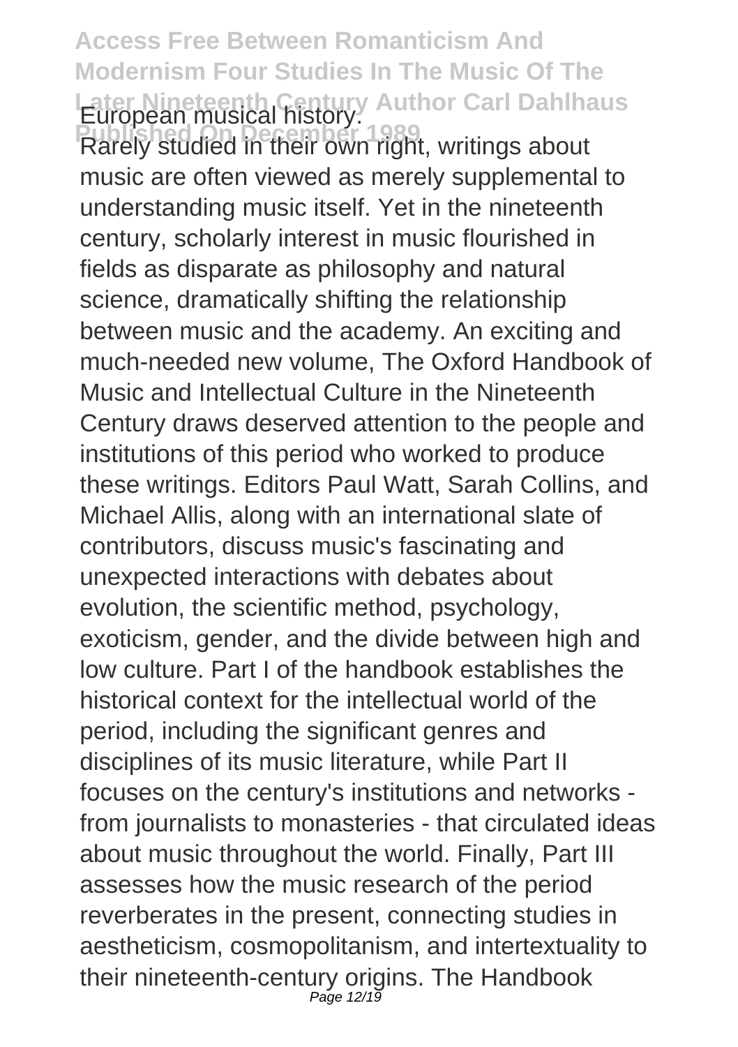European musical history.

Rarely studied in their own right, writings about music are often viewed as merely supplemental to understanding music itself. Yet in the nineteenth century, scholarly interest in music flourished in fields as disparate as philosophy and natural science, dramatically shifting the relationship between music and the academy. An exciting and much-needed new volume, The Oxford Handbook of Music and Intellectual Culture in the Nineteenth Century draws deserved attention to the people and institutions of this period who worked to produce these writings. Editors Paul Watt, Sarah Collins, and Michael Allis, along with an international slate of contributors, discuss music's fascinating and unexpected interactions with debates about evolution, the scientific method, psychology, exoticism, gender, and the divide between high and low culture. Part I of the handbook establishes the historical context for the intellectual world of the period, including the significant genres and disciplines of its music literature, while Part II focuses on the century's institutions and networks - from journalists to monasteries - that circulated ideas about music throughout the world. Finally, Part III assesses how the music research of the period reverberates in the present, connecting studies in aestheticism, cosmopolitanism, and intertextuality to their nineteenth-century origins. The Handbook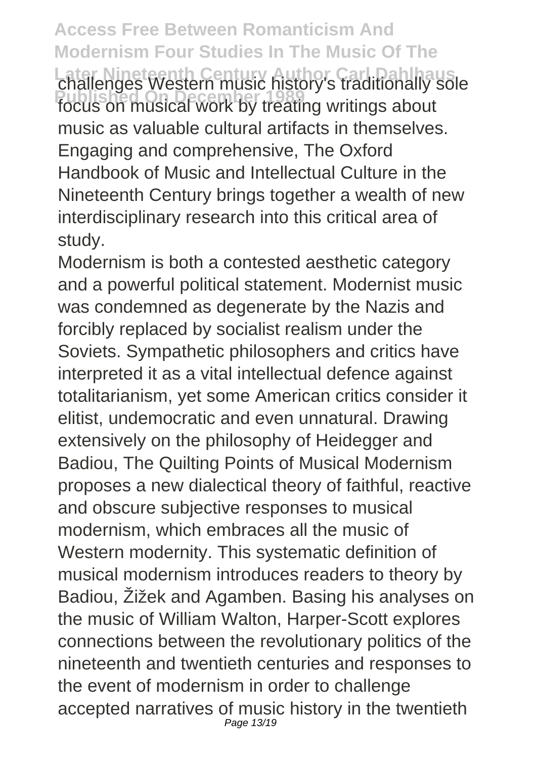challenges Western music history's traditionally sole focus on musical work by treating writings about music as valuable cultural artifacts in themselves. Engaging and comprehensive, The Oxford Handbook of Music and Intellectual Culture in the Nineteenth Century brings together a wealth of new interdisciplinary research into this critical area of study.

Modernism is both a contested aesthetic category and a powerful political statement. Modernist music was condemned as degenerate by the Nazis and forcibly replaced by socialist realism under the Soviets. Sympathetic philosophers and critics have interpreted it as a vital intellectual defence against totalitarianism, yet some American critics consider it elitist, undemocratic and even unnatural. Drawing extensively on the philosophy of Heidegger and Badiou, The Quilting Points of Musical Modernism proposes a new dialectical theory of faithful, reactive and obscure subjective responses to musical modernism, which embraces all the music of Western modernity. This systematic definition of musical modernism introduces readers to theory by Badiou, Žižek and Agamben. Basing his analyses on the music of William Walton, Harper-Scott explores connections between the revolutionary politics of the nineteenth and twentieth centuries and responses to the event of modernism in order to challenge accepted narratives of music history in the twentieth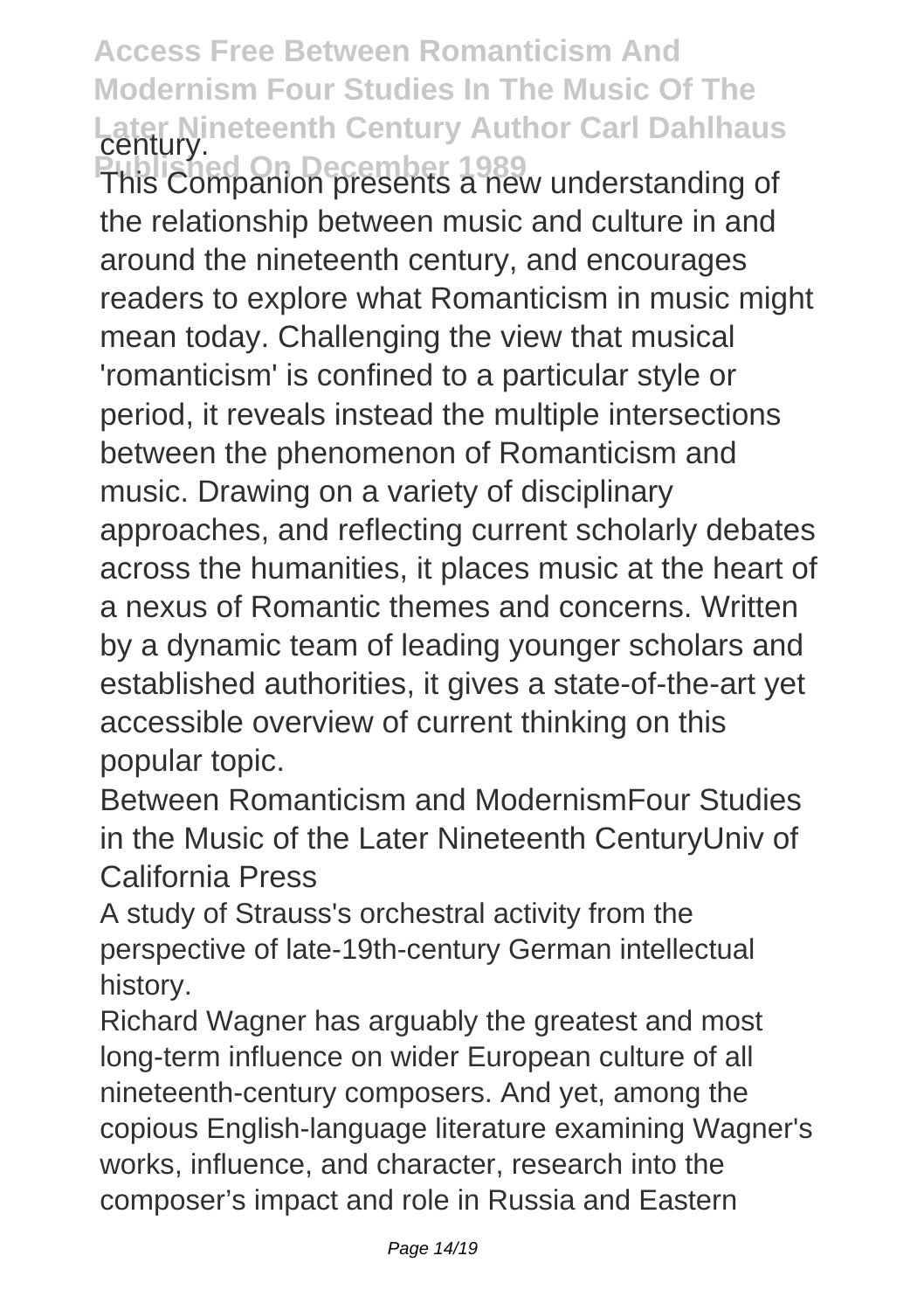century.

This Companion presents a new understanding of the relationship between music and culture in and around the nineteenth century, and encourages readers to explore what Romanticism in music might mean today. Challenging the view that musical 'romanticism' is confined to a particular style or period, it reveals instead the multiple intersections between the phenomenon of Romanticism and music. Drawing on a variety of disciplinary approaches, and reflecting current scholarly debates across the humanities, it places music at the heart of a nexus of Romantic themes and concerns. Written by a dynamic team of leading younger scholars and established authorities, it gives a state-of-the-art yet accessible overview of current thinking on this popular topic.

Between Romanticism and ModernismFour Studies in the Music of the Later Nineteenth CenturyUniv of California Press

A study of Strauss's orchestral activity from the perspective of late-19th-century German intellectual history.

Richard Wagner has arguably the greatest and most long-term influence on wider European culture of all nineteenth-century composers. And yet, among the copious English-language literature examining Wagner's works, influence, and character, research into the composer's impact and role in Russia and Eastern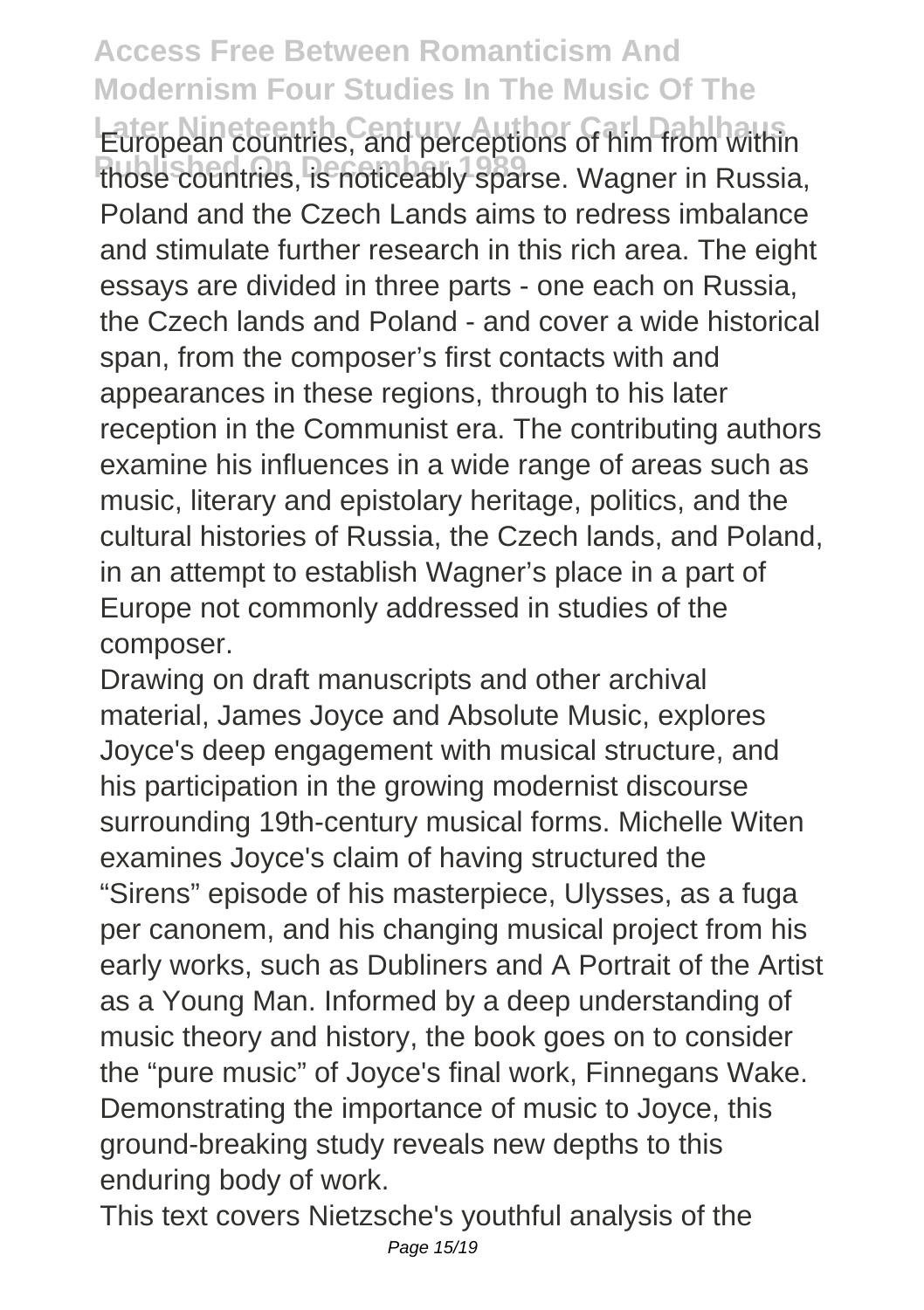European countries, and perceptions of him from within those countries, is noticeably sparse. Wagner in Russia, Poland and the Czech Lands aims to redress imbalance and stimulate further research in this rich area. The eight essays are divided in three parts - one each on Russia, the Czech lands and Poland - and cover a wide historical span, from the composer's first contacts with and appearances in these regions, through to his later reception in the Communist era. The contributing authors examine his influences in a wide range of areas such as music, literary and epistolary heritage, politics, and the cultural histories of Russia, the Czech lands, and Poland, in an attempt to establish Wagner's place in a part of Europe not commonly addressed in studies of the composer.

Drawing on draft manuscripts and other archival material, James Joyce and Absolute Music, explores Joyce's deep engagement with musical structure, and his participation in the growing modernist discourse surrounding 19th-century musical forms. Michelle Witen examines Joyce's claim of having structured the "Sirens" episode of his masterpiece, Ulysses, as a fuga per canonem, and his changing musical project from his early works, such as Dubliners and A Portrait of the Artist as a Young Man. Informed by a deep understanding of music theory and history, the book goes on to consider the "pure music" of Joyce's final work, Finnegans Wake. Demonstrating the importance of music to Joyce, this ground-breaking study reveals new depths to this enduring body of work.

This text covers Nietzsche's youthful analysis of the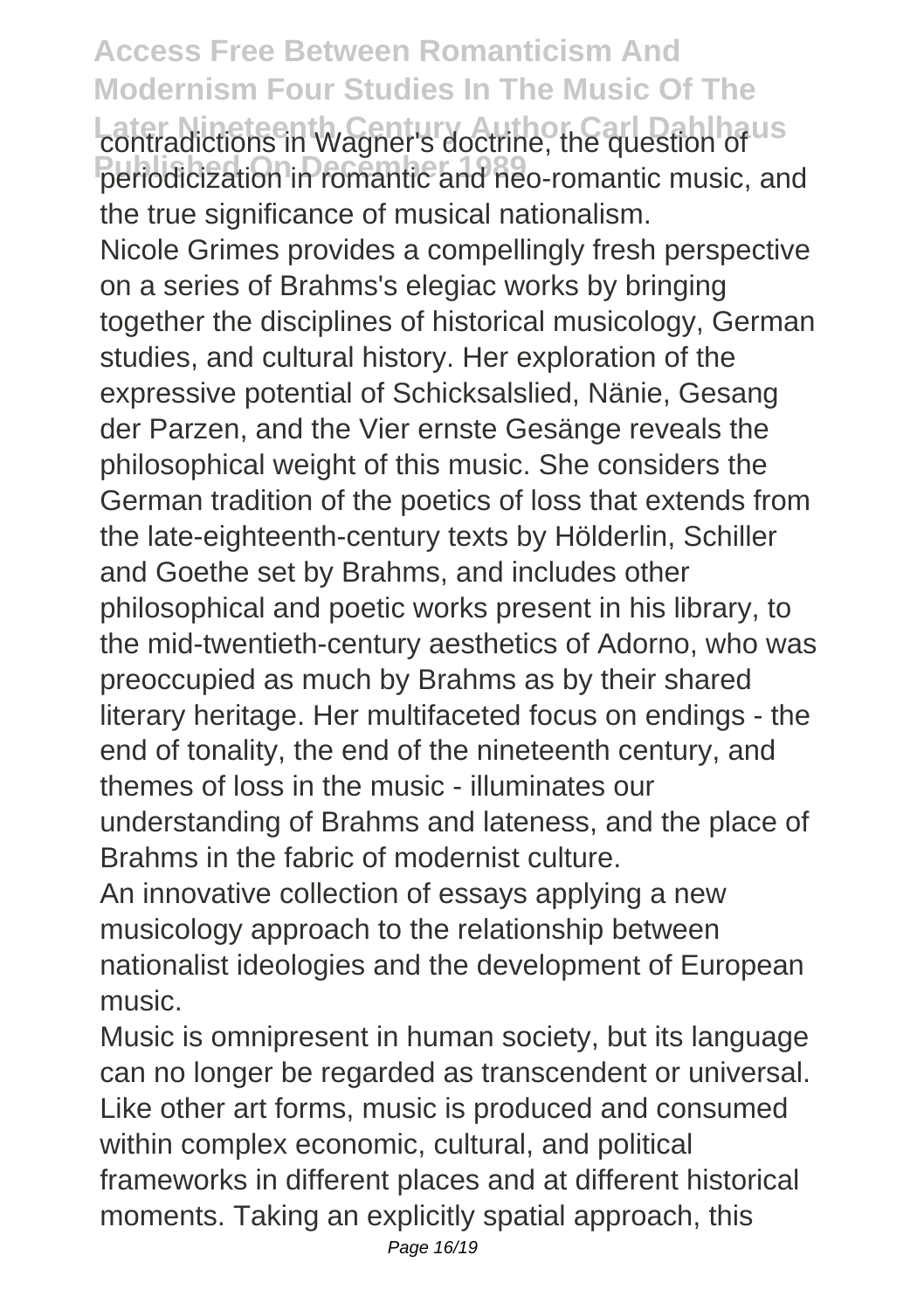contradictions in Wagner's doctrine, the question of periodicization in romantic and neo-romantic music, and the true significance of musical nationalism.

Nicole Grimes provides a compellingly fresh perspective on a series of Brahms's elegiac works by bringing together the disciplines of historical musicology, German studies, and cultural history. Her exploration of the expressive potential of Schicksalslied, Nänie, Gesang der Parzen, and the Vier ernste Gesänge reveals the philosophical weight of this music. She considers the German tradition of the poetics of loss that extends from the late-eighteenth-century texts by Hölderlin, Schiller and Goethe set by Brahms, and includes other philosophical and poetic works present in his library, to the mid-twentieth-century aesthetics of Adorno, who was preoccupied as much by Brahms as by their shared literary heritage. Her multifaceted focus on endings - the end of tonality, the end of the nineteenth century, and themes of loss in the music - illuminates our understanding of Brahms and lateness, and the place of Brahms in the fabric of modernist culture.

An innovative collection of essays applying a new musicology approach to the relationship between nationalist ideologies and the development of European music.

Music is omnipresent in human society, but its language can no longer be regarded as transcendent or universal. Like other art forms, music is produced and consumed within complex economic, cultural, and political frameworks in different places and at different historical moments. Taking an explicitly spatial approach, this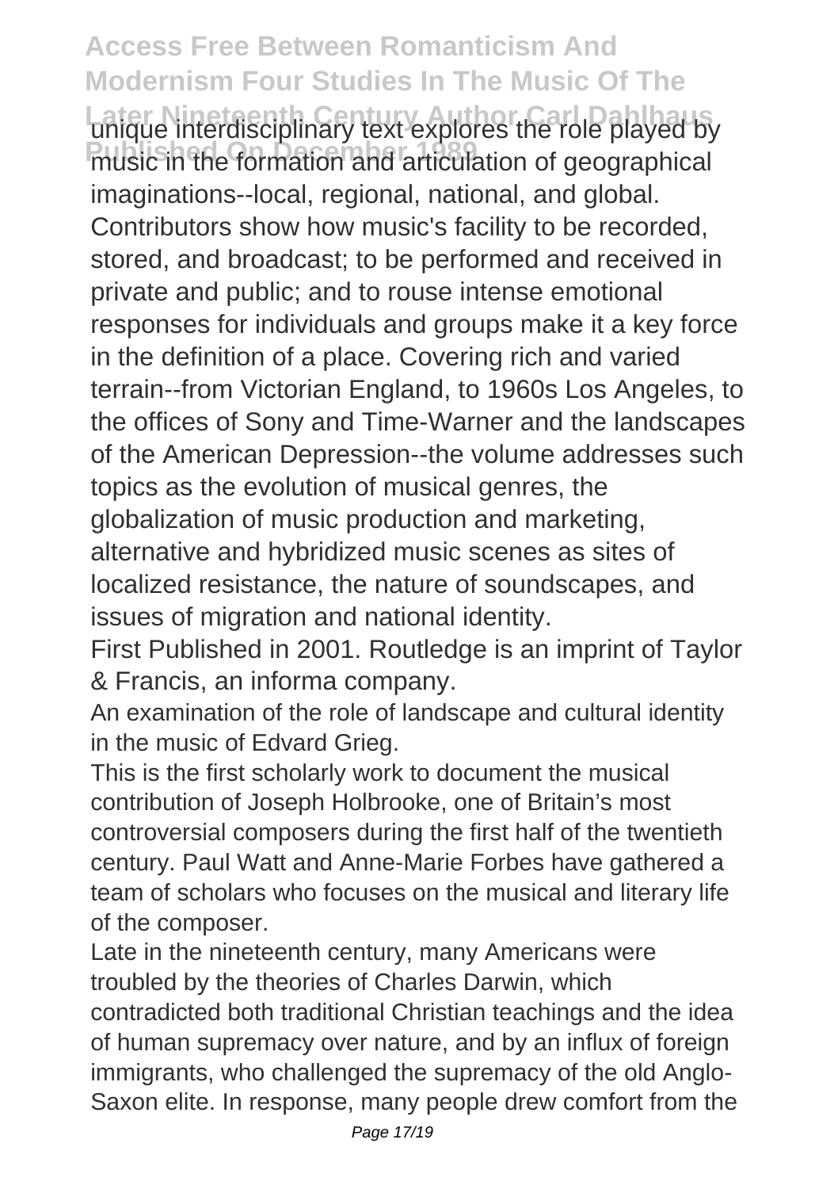unique interdisciplinary text explores the role played by music in the formation and articulation of geographical imaginations--local, regional, national, and global. Contributors show how music's facility to be recorded, stored, and broadcast; to be performed and received in private and public; and to rouse intense emotional responses for individuals and groups make it a key force in the definition of a place. Covering rich and varied terrain--from Victorian England, to 1960s Los Angeles, to the offices of Sony and Time-Warner and the landscapes of the American Depression--the volume addresses such topics as the evolution of musical genres, the globalization of music production and marketing, alternative and hybridized music scenes as sites of localized resistance, the nature of soundscapes, and issues of migration and national identity.

First Published in 2001. Routledge is an imprint of Taylor & Francis, an informa company.

An examination of the role of landscape and cultural identity in the music of Edvard Grieg.

This is the first scholarly work to document the musical contribution of Joseph Holbrooke, one of Britain's most controversial composers during the first half of the twentieth century. Paul Watt and Anne-Marie Forbes have gathered a team of scholars who focuses on the musical and literary life of the composer.

Late in the nineteenth century, many Americans were troubled by the theories of Charles Darwin, which contradicted both traditional Christian teachings and the idea of human supremacy over nature, and by an influx of foreign immigrants, who challenged the supremacy of the old Anglo-Saxon elite. In response, many people drew comfort from the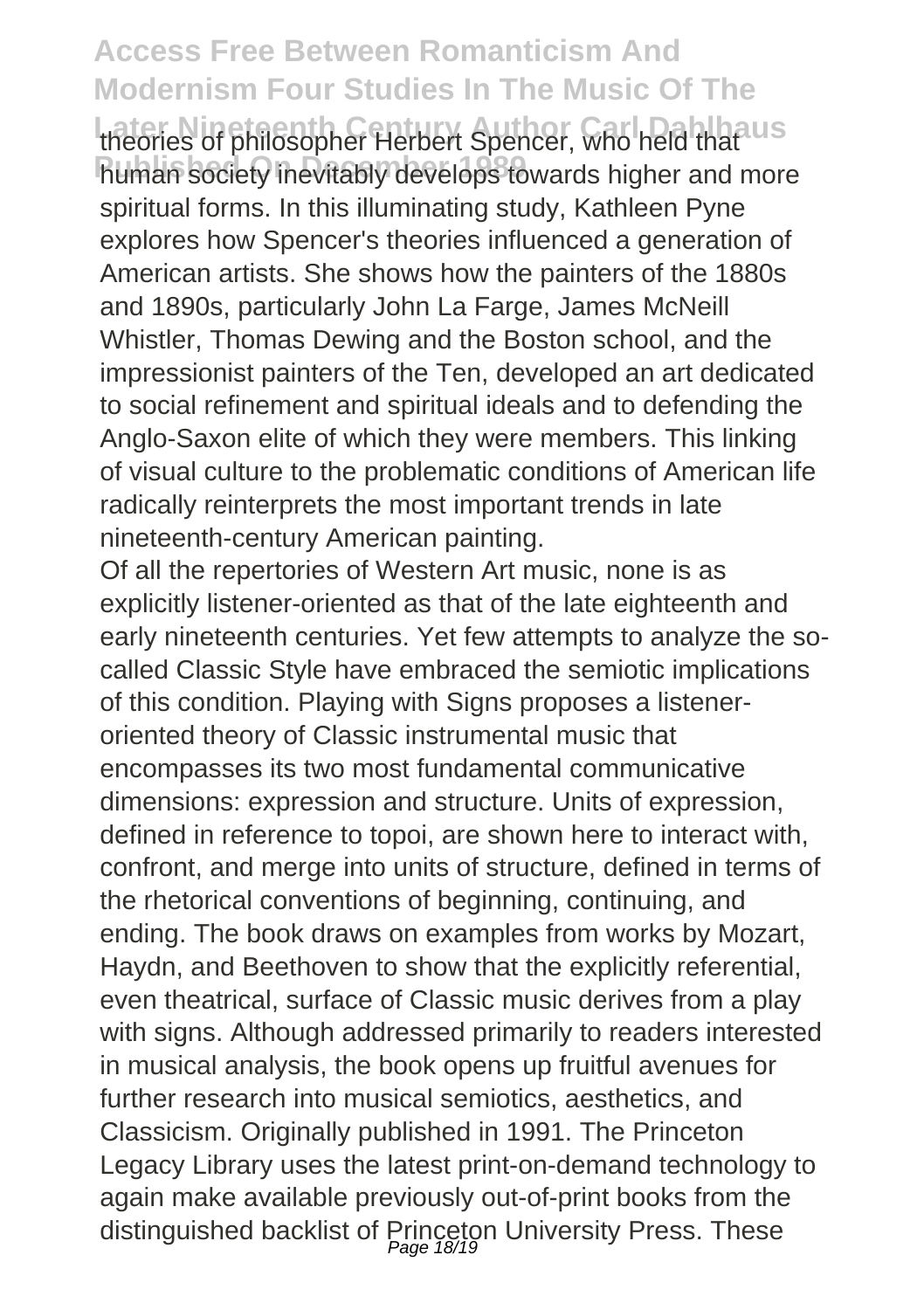theories of philosopher Herbert Spencer, who held that human society inevitably develops towards higher and more spiritual forms. In this illuminating study, Kathleen Pyne explores how Spencer's theories influenced a generation of American artists. She shows how the painters of the 1880s and 1890s, particularly John La Farge, James McNeill Whistler, Thomas Dewing and the Boston school, and the impressionist painters of the Ten, developed an art dedicated to social refinement and spiritual ideals and to defending the Anglo-Saxon elite of which they were members. This linking of visual culture to the problematic conditions of American life radically reinterprets the most important trends in late nineteenth-century American painting.

Of all the repertories of Western Art music, none is as explicitly listener-oriented as that of the late eighteenth and early nineteenth centuries. Yet few attempts to analyze the so-called Classic Style have embraced the semiotic implications of this condition. Playing with Signs proposes a listener-oriented theory of Classic instrumental music that encompasses its two most fundamental communicative dimensions: expression and structure. Units of expression, defined in reference to topoi, are shown here to interact with, confront, and merge into units of structure, defined in terms of the rhetorical conventions of beginning, continuing, and ending. The book draws on examples from works by Mozart, Haydn, and Beethoven to show that the explicitly referential, even theatrical, surface of Classic music derives from a play with signs. Although addressed primarily to readers interested in musical analysis, the book opens up fruitful avenues for further research into musical semiotics, aesthetics, and Classicism. Originally published in 1991. The Princeton Legacy Library uses the latest print-on-demand technology to again make available previously out-of-print books from the distinguished backlist of Princeton University Press. These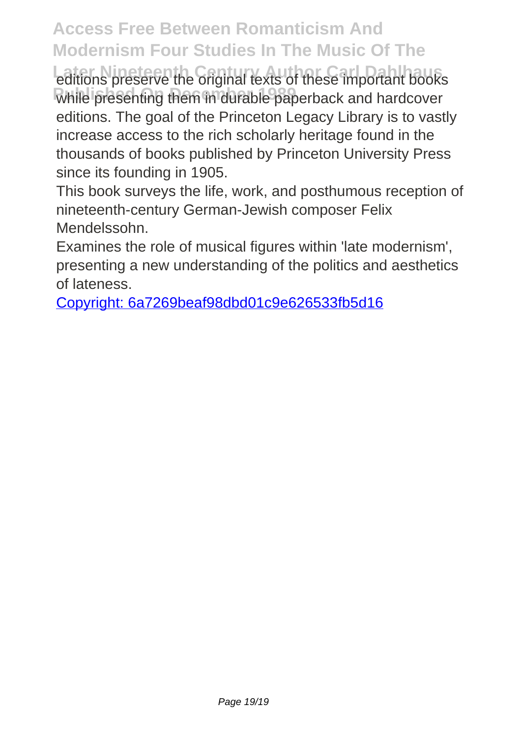editions preserve the original texts of these important books while presenting them in durable paperback and hardcover editions. The goal of the Princeton Legacy Library is to vastly increase access to the rich scholarly heritage found in the thousands of books published by Princeton University Press since its founding in 1905.

This book surveys the life, work, and posthumous reception of nineteenth-century German-Jewish composer Felix Mendelssohn.

Examines the role of musical figures within 'late modernism', presenting a new understanding of the politics and aesthetics of lateness.

Copyright: 6a7269beaf98dbd01c9e626533fb5d16